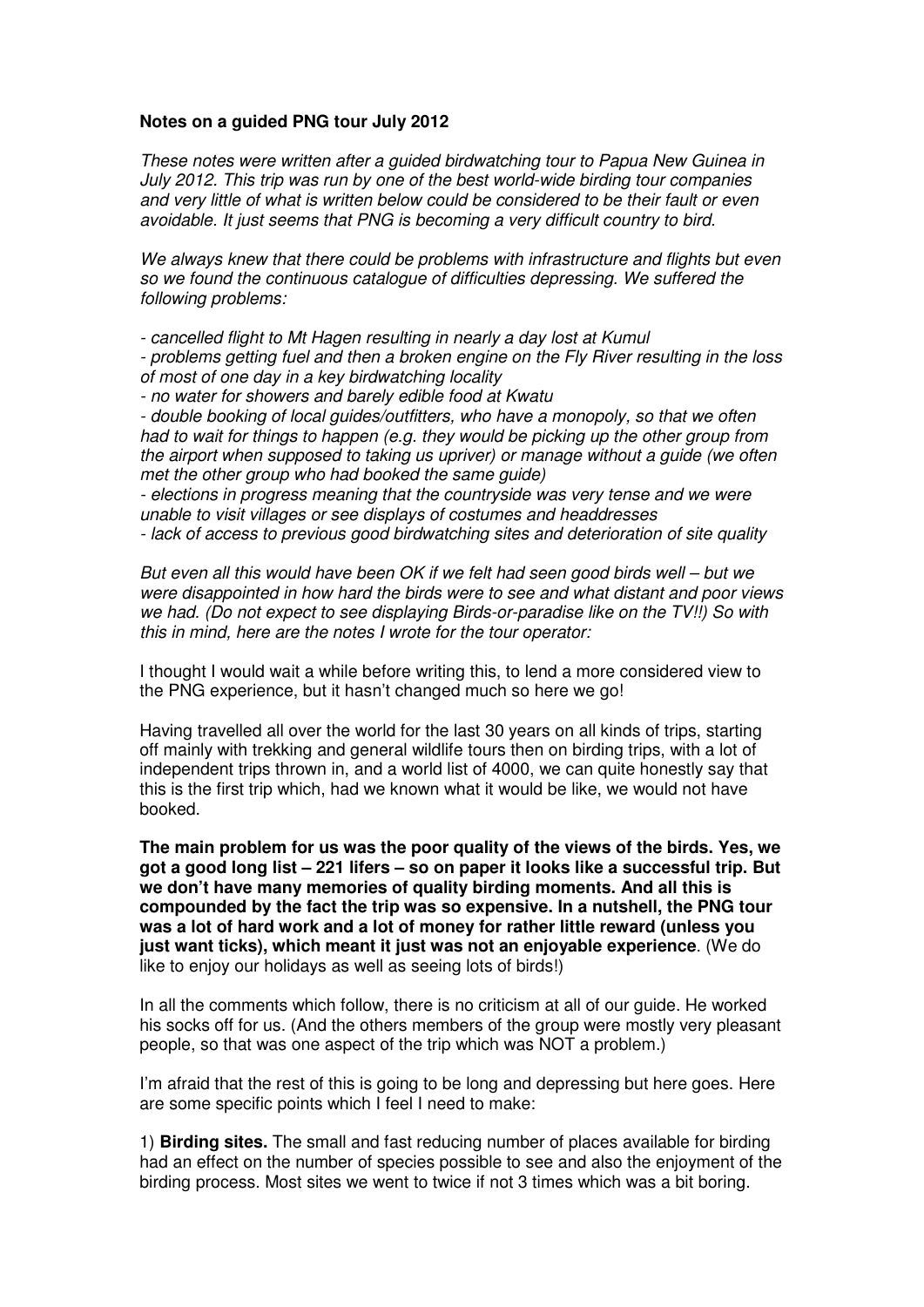**Notes on a guided PNG tour July 2012**

*These notes were written after a guided birdwatching tour to Papua New Guinea in July 2012. This trip was run by one of the best world-wide birding tour companies and very little of what is written below could be considered to be their fault or even avoidable. It just seems that PNG is becoming a very difficult country to bird.*

*We always knew that there could be problems with infrastructure and flights but even so we found the continuous catalogue of difficulties depressing. We suffered the following problems:*

*- cancelled flight to Mt Hagen resulting in nearly a day lost at Kumul*
*- problems getting fuel and then a broken engine on the Fly River resulting in the loss of most of one day in a key birdwatching locality*
*- no water for showers and barely edible food at Kwatu*
*- double booking of local guides/outfitters, who have a monopoly, so that we often had to wait for things to happen (e.g. they would be picking up the other group from the airport when supposed to taking us upriver) or manage without a guide (we often met the other group who had booked the same guide)*
*- elections in progress meaning that the countryside was very tense and we were unable to visit villages or see displays of costumes and headdresses*
*- lack of access to previous good birdwatching sites and deterioration of site quality*

*But even all this would have been OK if we felt had seen good birds well – but we were disappointed in how hard the birds were to see and what distant and poor views we had. (Do not expect to see displaying Birds-or-paradise like on the TV!!) So with this in mind, here are the notes I wrote for the tour operator:*

I thought I would wait a while before writing this, to lend a more considered view to the PNG experience, but it hasn't changed much so here we go!

Having travelled all over the world for the last 30 years on all kinds of trips, starting off mainly with trekking and general wildlife tours then on birding trips, with a lot of independent trips thrown in, and a world list of 4000, we can quite honestly say that this is the first trip which, had we known what it would be like, we would not have booked.

**The main problem for us was the poor quality of the views of the birds. Yes, we got a good long list – 221 lifers – so on paper it looks like a successful trip. But we don't have many memories of quality birding moments. And all this is compounded by the fact the trip was so expensive. In a nutshell, the PNG tour was a lot of hard work and a lot of money for rather little reward (unless you just want ticks), which meant it just was not an enjoyable experience**. (We do like to enjoy our holidays as well as seeing lots of birds!)

In all the comments which follow, there is no criticism at all of our guide. He worked his socks off for us. (And the others members of the group were mostly very pleasant people, so that was one aspect of the trip which was NOT a problem.)

I'm afraid that the rest of this is going to be long and depressing but here goes. Here are some specific points which I feel I need to make:

1) **Birding sites.** The small and fast reducing number of places available for birding had an effect on the number of species possible to see and also the enjoyment of the birding process. Most sites we went to twice if not 3 times which was a bit boring.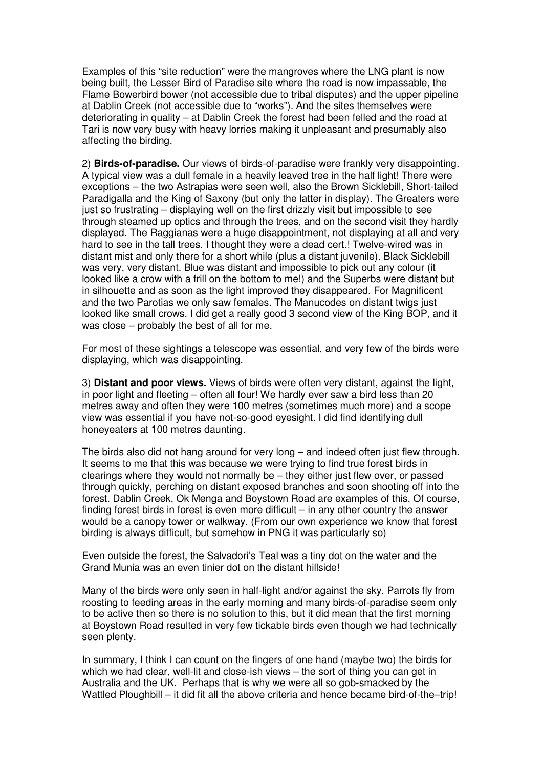Examples of this "site reduction" were the mangroves where the LNG plant is now being built, the Lesser Bird of Paradise site where the road is now impassable, the Flame Bowerbird bower (not accessible due to tribal disputes) and the upper pipeline at Dablin Creek (not accessible due to "works"). And the sites themselves were deteriorating in quality – at Dablin Creek the forest had been felled and the road at Tari is now very busy with heavy lorries making it unpleasant and presumably also affecting the birding.

2) **Birds-of-paradise.** Our views of birds-of-paradise were frankly very disappointing. A typical view was a dull female in a heavily leaved tree in the half light! There were exceptions – the two Astrapias were seen well, also the Brown Sicklebill, Short-tailed Paradigalla and the King of Saxony (but only the latter in display). The Greaters were just so frustrating – displaying well on the first drizzly visit but impossible to see through steamed up optics and through the trees, and on the second visit they hardly displayed. The Raggianas were a huge disappointment, not displaying at all and very hard to see in the tall trees. I thought they were a dead cert.! Twelve-wired was in distant mist and only there for a short while (plus a distant juvenile). Black Sicklebill was very, very distant. Blue was distant and impossible to pick out any colour (it looked like a crow with a frill on the bottom to me!) and the Superbs were distant but in silhouette and as soon as the light improved they disappeared. For Magnificent and the two Parotias we only saw females. The Manucodes on distant twigs just looked like small crows. I did get a really good 3 second view of the King BOP, and it was close – probably the best of all for me.

For most of these sightings a telescope was essential, and very few of the birds were displaying, which was disappointing.

3) **Distant and poor views.** Views of birds were often very distant, against the light, in poor light and fleeting – often all four! We hardly ever saw a bird less than 20 metres away and often they were 100 metres (sometimes much more) and a scope view was essential if you have not-so-good eyesight. I did find identifying dull honeyeaters at 100 metres daunting.

The birds also did not hang around for very long – and indeed often just flew through. It seems to me that this was because we were trying to find true forest birds in clearings where they would not normally be – they either just flew over, or passed through quickly, perching on distant exposed branches and soon shooting off into the forest. Dablin Creek, Ok Menga and Boystown Road are examples of this. Of course, finding forest birds in forest is even more difficult – in any other country the answer would be a canopy tower or walkway. (From our own experience we know that forest birding is always difficult, but somehow in PNG it was particularly so)

Even outside the forest, the Salvadori's Teal was a tiny dot on the water and the Grand Munia was an even tinier dot on the distant hillside!

Many of the birds were only seen in half-light and/or against the sky. Parrots fly from roosting to feeding areas in the early morning and many birds-of-paradise seem only to be active then so there is no solution to this, but it did mean that the first morning at Boystown Road resulted in very few tickable birds even though we had technically seen plenty.

In summary, I think I can count on the fingers of one hand (maybe two) the birds for which we had clear, well-lit and close-ish views – the sort of thing you can get in Australia and the UK. Perhaps that is why we were all so gob-smacked by the Wattled Ploughbill – it did fit all the above criteria and hence became bird-of-the–trip!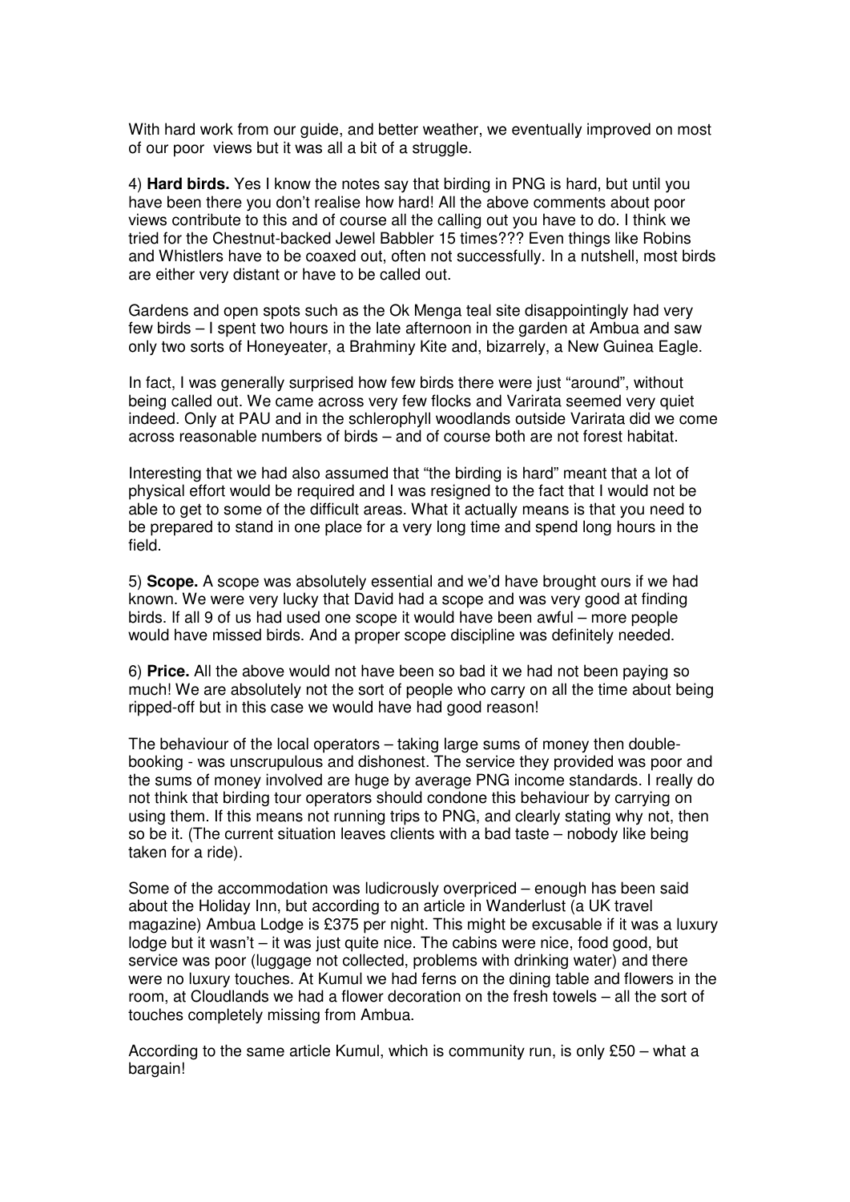With hard work from our guide, and better weather, we eventually improved on most of our poor views but it was all a bit of a struggle.

4) **Hard birds.** Yes I know the notes say that birding in PNG is hard, but until you have been there you don't realise how hard! All the above comments about poor views contribute to this and of course all the calling out you have to do. I think we tried for the Chestnut-backed Jewel Babbler 15 times??? Even things like Robins and Whistlers have to be coaxed out, often not successfully. In a nutshell, most birds are either very distant or have to be called out.

Gardens and open spots such as the Ok Menga teal site disappointingly had very few birds – I spent two hours in the late afternoon in the garden at Ambua and saw only two sorts of Honeyeater, a Brahminy Kite and, bizarrely, a New Guinea Eagle.

In fact, I was generally surprised how few birds there were just "around", without being called out. We came across very few flocks and Varirata seemed very quiet indeed. Only at PAU and in the schlerophyll woodlands outside Varirata did we come across reasonable numbers of birds – and of course both are not forest habitat.

Interesting that we had also assumed that "the birding is hard" meant that a lot of physical effort would be required and I was resigned to the fact that I would not be able to get to some of the difficult areas. What it actually means is that you need to be prepared to stand in one place for a very long time and spend long hours in the field.

5) **Scope.** A scope was absolutely essential and we'd have brought ours if we had known. We were very lucky that David had a scope and was very good at finding birds. If all 9 of us had used one scope it would have been awful – more people would have missed birds. And a proper scope discipline was definitely needed.

6) **Price.** All the above would not have been so bad it we had not been paying so much! We are absolutely not the sort of people who carry on all the time about being ripped-off but in this case we would have had good reason!

The behaviour of the local operators – taking large sums of money then double-booking - was unscrupulous and dishonest. The service they provided was poor and the sums of money involved are huge by average PNG income standards. I really do not think that birding tour operators should condone this behaviour by carrying on using them. If this means not running trips to PNG, and clearly stating why not, then so be it. (The current situation leaves clients with a bad taste – nobody like being taken for a ride).

Some of the accommodation was ludicrously overpriced – enough has been said about the Holiday Inn, but according to an article in Wanderlust (a UK travel magazine) Ambua Lodge is £375 per night. This might be excusable if it was a luxury lodge but it wasn't – it was just quite nice. The cabins were nice, food good, but service was poor (luggage not collected, problems with drinking water) and there were no luxury touches. At Kumul we had ferns on the dining table and flowers in the room, at Cloudlands we had a flower decoration on the fresh towels – all the sort of touches completely missing from Ambua.

According to the same article Kumul, which is community run, is only £50 – what a bargain!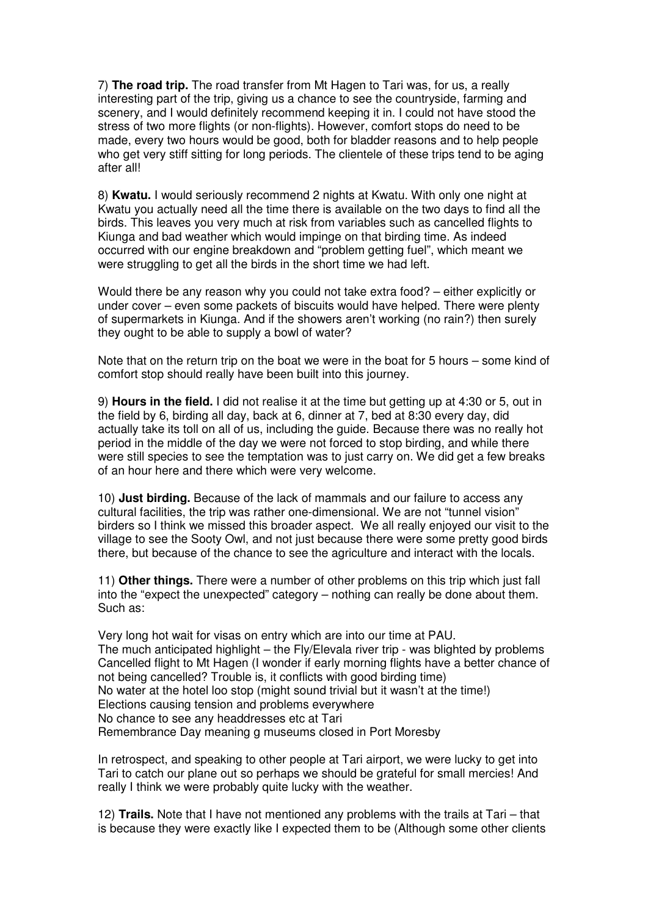7) **The road trip.** The road transfer from Mt Hagen to Tari was, for us, a really interesting part of the trip, giving us a chance to see the countryside, farming and scenery, and I would definitely recommend keeping it in. I could not have stood the stress of two more flights (or non-flights). However, comfort stops do need to be made, every two hours would be good, both for bladder reasons and to help people who get very stiff sitting for long periods. The clientele of these trips tend to be aging after all!

8) **Kwatu.** I would seriously recommend 2 nights at Kwatu. With only one night at Kwatu you actually need all the time there is available on the two days to find all the birds. This leaves you very much at risk from variables such as cancelled flights to Kiunga and bad weather which would impinge on that birding time. As indeed occurred with our engine breakdown and "problem getting fuel", which meant we were struggling to get all the birds in the short time we had left.

Would there be any reason why you could not take extra food? – either explicitly or under cover – even some packets of biscuits would have helped. There were plenty of supermarkets in Kiunga. And if the showers aren't working (no rain?) then surely they ought to be able to supply a bowl of water?

Note that on the return trip on the boat we were in the boat for 5 hours – some kind of comfort stop should really have been built into this journey.

9) **Hours in the field.** I did not realise it at the time but getting up at 4:30 or 5, out in the field by 6, birding all day, back at 6, dinner at 7, bed at 8:30 every day, did actually take its toll on all of us, including the guide. Because there was no really hot period in the middle of the day we were not forced to stop birding, and while there were still species to see the temptation was to just carry on. We did get a few breaks of an hour here and there which were very welcome.

10) **Just birding.** Because of the lack of mammals and our failure to access any cultural facilities, the trip was rather one-dimensional. We are not "tunnel vision" birders so I think we missed this broader aspect. We all really enjoyed our visit to the village to see the Sooty Owl, and not just because there were some pretty good birds there, but because of the chance to see the agriculture and interact with the locals.

11) **Other things.** There were a number of other problems on this trip which just fall into the "expect the unexpected" category – nothing can really be done about them. Such as:

Very long hot wait for visas on entry which are into our time at PAU.
The much anticipated highlight – the Fly/Elevala river trip - was blighted by problems
Cancelled flight to Mt Hagen (I wonder if early morning flights have a better chance of not being cancelled? Trouble is, it conflicts with good birding time)
No water at the hotel loo stop (might sound trivial but it wasn't at the time!)
Elections causing tension and problems everywhere
No chance to see any headdresses etc at Tari
Remembrance Day meaning g museums closed in Port Moresby

In retrospect, and speaking to other people at Tari airport, we were lucky to get into Tari to catch our plane out so perhaps we should be grateful for small mercies! And really I think we were probably quite lucky with the weather.

12) **Trails.** Note that I have not mentioned any problems with the trails at Tari – that is because they were exactly like I expected them to be (Although some other clients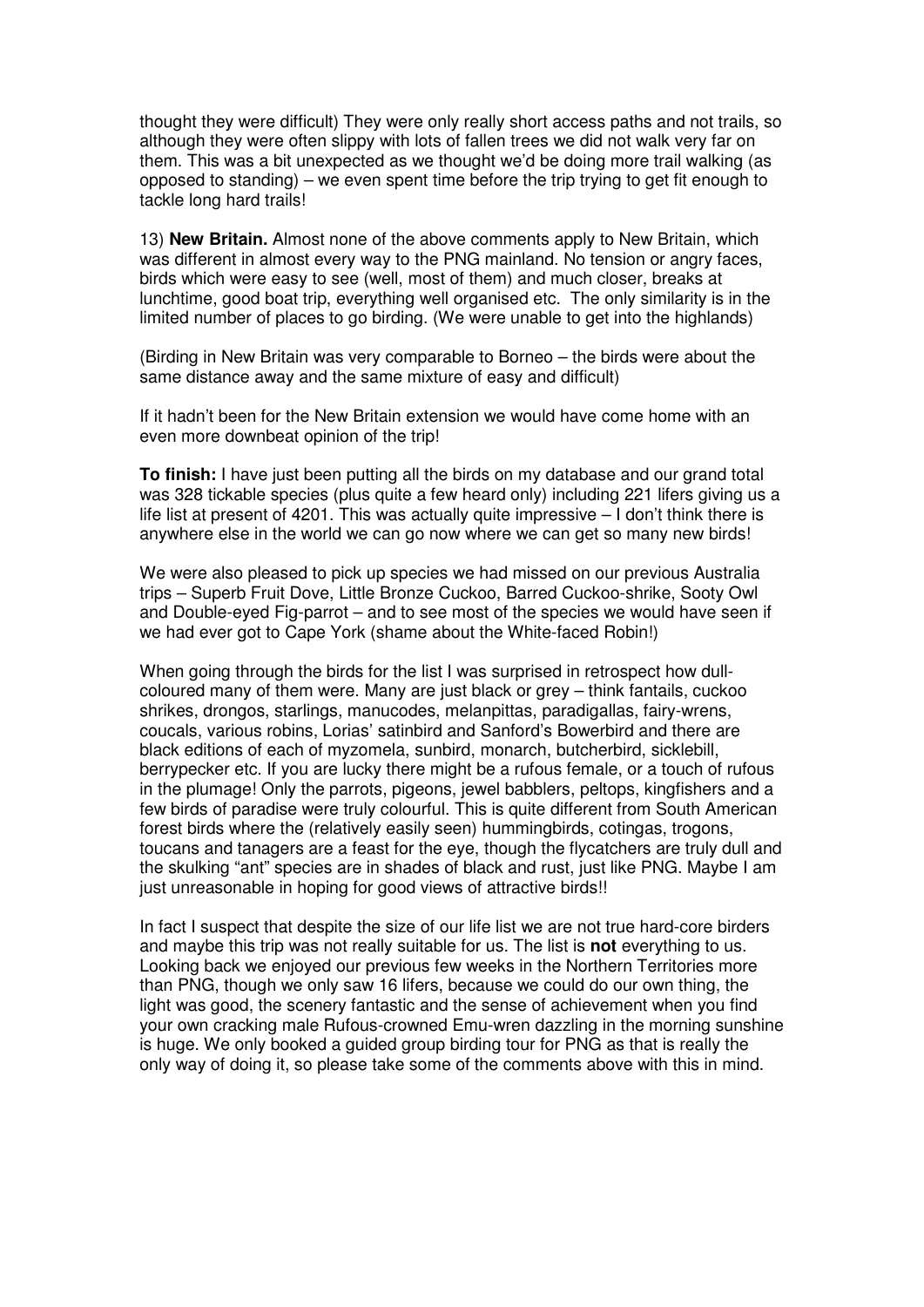thought they were difficult) They were only really short access paths and not trails, so although they were often slippy with lots of fallen trees we did not walk very far on them. This was a bit unexpected as we thought we'd be doing more trail walking (as opposed to standing) – we even spent time before the trip trying to get fit enough to tackle long hard trails!

13) **New Britain.** Almost none of the above comments apply to New Britain, which was different in almost every way to the PNG mainland. No tension or angry faces, birds which were easy to see (well, most of them) and much closer, breaks at lunchtime, good boat trip, everything well organised etc. The only similarity is in the limited number of places to go birding. (We were unable to get into the highlands)

(Birding in New Britain was very comparable to Borneo – the birds were about the same distance away and the same mixture of easy and difficult)

If it hadn't been for the New Britain extension we would have come home with an even more downbeat opinion of the trip!

**To finish:** I have just been putting all the birds on my database and our grand total was 328 tickable species (plus quite a few heard only) including 221 lifers giving us a life list at present of 4201. This was actually quite impressive – I don't think there is anywhere else in the world we can go now where we can get so many new birds!

We were also pleased to pick up species we had missed on our previous Australia trips – Superb Fruit Dove, Little Bronze Cuckoo, Barred Cuckoo-shrike, Sooty Owl and Double-eyed Fig-parrot – and to see most of the species we would have seen if we had ever got to Cape York (shame about the White-faced Robin!)

When going through the birds for the list I was surprised in retrospect how dull-coloured many of them were. Many are just black or grey – think fantails, cuckoo shrikes, drongos, starlings, manucodes, melanpittas, paradigallas, fairy-wrens, coucals, various robins, Lorias' satinbird and Sanford's Bowerbird and there are black editions of each of myzomela, sunbird, monarch, butcherbird, sicklebill, berrypecker etc. If you are lucky there might be a rufous female, or a touch of rufous in the plumage! Only the parrots, pigeons, jewel babblers, peltops, kingfishers and a few birds of paradise were truly colourful. This is quite different from South American forest birds where the (relatively easily seen) hummingbirds, cotingas, trogons, toucans and tanagers are a feast for the eye, though the flycatchers are truly dull and the skulking "ant" species are in shades of black and rust, just like PNG. Maybe I am just unreasonable in hoping for good views of attractive birds!!

In fact I suspect that despite the size of our life list we are not true hard-core birders and maybe this trip was not really suitable for us. The list is **not** everything to us. Looking back we enjoyed our previous few weeks in the Northern Territories more than PNG, though we only saw 16 lifers, because we could do our own thing, the light was good, the scenery fantastic and the sense of achievement when you find your own cracking male Rufous-crowned Emu-wren dazzling in the morning sunshine is huge. We only booked a guided group birding tour for PNG as that is really the only way of doing it, so please take some of the comments above with this in mind.